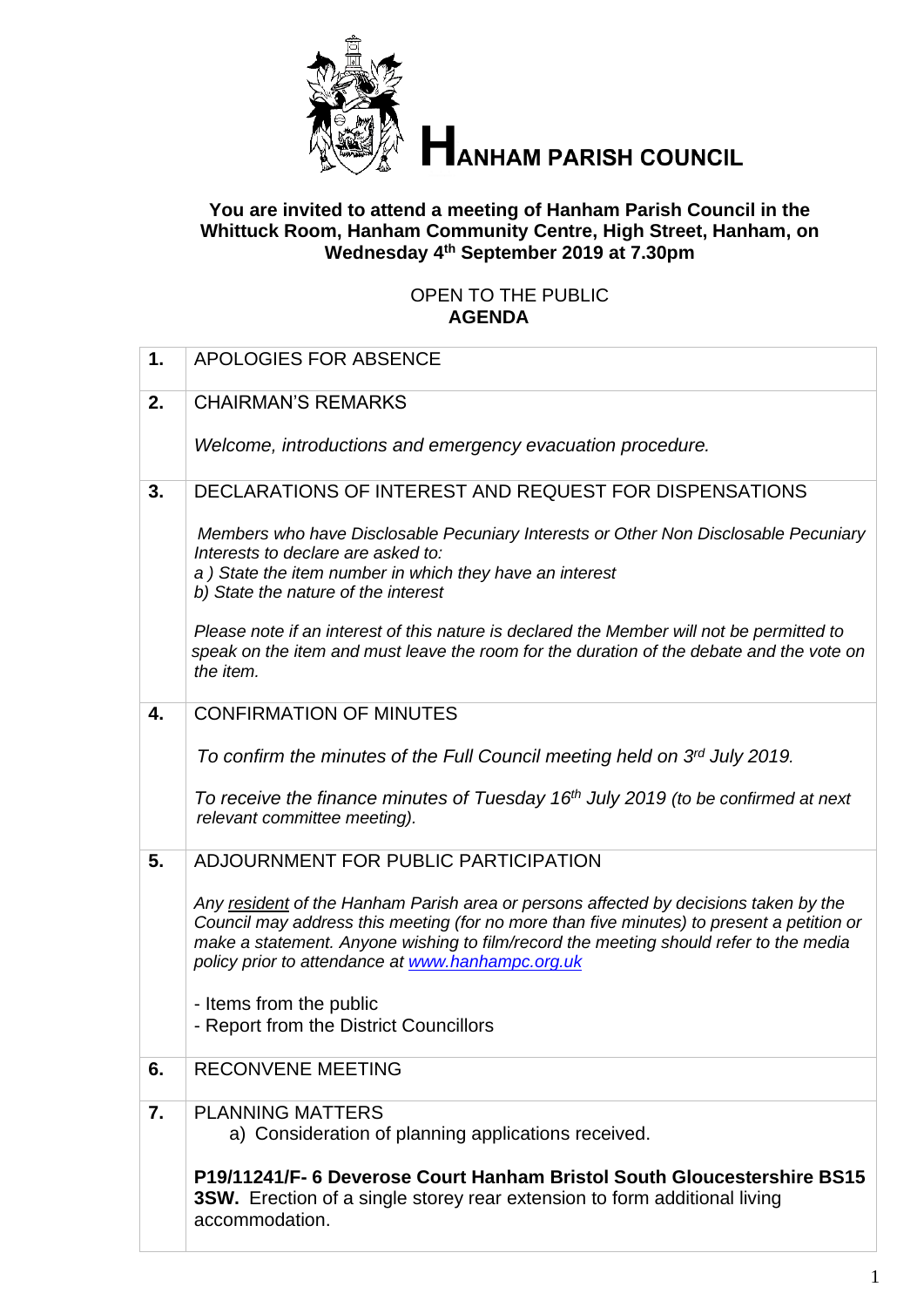# HANHAM PARISH COUNCIL

**You are invited to attend a meeting of Hanham Parish Council in the Whittuck Room, Hanham Community Centre, High Street, Hanham, on Wednesday 4th September 2019 at 7.30pm**

OPEN TO THE PUBLIC
**AGENDA**

| | |
|---|---|
| **1.** | APOLOGIES FOR ABSENCE |
| **2.** | CHAIRMAN'S REMARKS<br><br>*Welcome, introductions and emergency evacuation procedure.* |
| **3.** | DECLARATIONS OF INTEREST AND REQUEST FOR DISPENSATIONS<br><br>*Members who have Disclosable Pecuniary Interests or Other Non Disclosable Pecuniary Interests to declare are asked to:*<br>*a ) State the item number in which they have an interest*<br>*b) State the nature of the interest*<br><br>*Please note if an interest of this nature is declared the Member will not be permitted to speak on the item and must leave the room for the duration of the debate and the vote on the item.* |
| **4.** | CONFIRMATION OF MINUTES<br><br>*To confirm the minutes of the Full Council meeting held on 3rd July 2019.*<br><br>*To receive the finance minutes of Tuesday 16th July 2019 (to be confirmed at next relevant committee meeting).* |
| **5.** | ADJOURNMENT FOR PUBLIC PARTICIPATION<br><br>*Any resident of the Hanham Parish area or persons affected by decisions taken by the Council may address this meeting (for no more than five minutes) to present a petition or make a statement. Anyone wishing to film/record the meeting should refer to the media policy prior to attendance at www.hanhampc.org.uk*<br><br>- Items from the public<br>- Report from the District Councillors |
| **6.** | RECONVENE MEETING |
| **7.** | PLANNING MATTERS<br>a) Consideration of planning applications received.<br><br>**P19/11241/F- 6 Deverose Court Hanham Bristol South Gloucestershire BS15 3SW.** Erection of a single storey rear extension to form additional living accommodation. |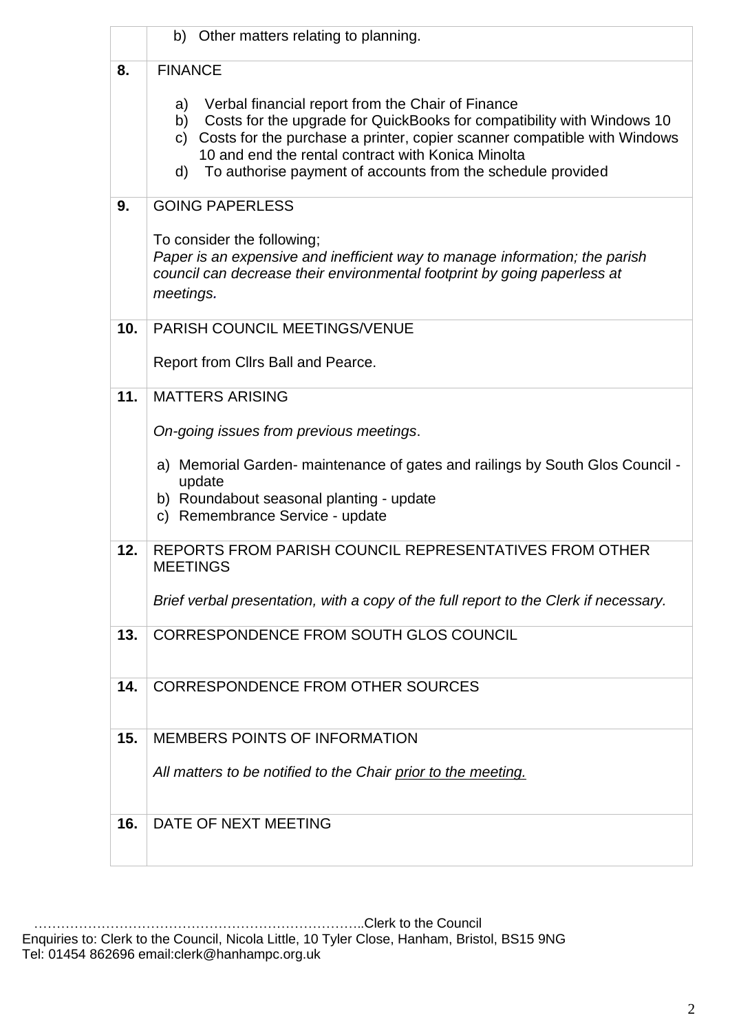| | |
|---|---|
| | b) Other matters relating to planning. |
| **8.** | FINANCE<br><br>a) Verbal financial report from the Chair of Finance<br>b) Costs for the upgrade for QuickBooks for compatibility with Windows 10<br>c) Costs for the purchase a printer, copier scanner compatible with Windows 10 and end the rental contract with Konica Minolta<br>d) To authorise payment of accounts from the schedule provided |
| **9.** | GOING PAPERLESS<br><br>To consider the following;<br>*Paper is an expensive and inefficient way to manage information; the parish council can decrease their environmental footprint by going paperless at meetings.* |
| **10.** | PARISH COUNCIL MEETINGS/VENUE<br><br>Report from Cllrs Ball and Pearce. |
| **11.** | MATTERS ARISING<br><br>*On-going issues from previous meetings*.<br><br>a) Memorial Garden- maintenance of gates and railings by South Glos Council - update<br>b) Roundabout seasonal planting - update<br>c) Remembrance Service - update |
| **12.** | REPORTS FROM PARISH COUNCIL REPRESENTATIVES FROM OTHER MEETINGS<br><br>*Brief verbal presentation, with a copy of the full report to the Clerk if necessary.* |
| **13.** | CORRESPONDENCE FROM SOUTH GLOS COUNCIL |
| **14.** | CORRESPONDENCE FROM OTHER SOURCES |
| **15.** | MEMBERS POINTS OF INFORMATION<br><br>*All matters to be notified to the Chair <u>prior to the meeting.</u>* |
| **16.** | DATE OF NEXT MEETING |

………………………………………………………………..Clerk to the Council

Enquiries to: Clerk to the Council, Nicola Little, 10 Tyler Close, Hanham, Bristol, BS15 9NG
Tel: 01454 862696 email:clerk@hanhampc.org.uk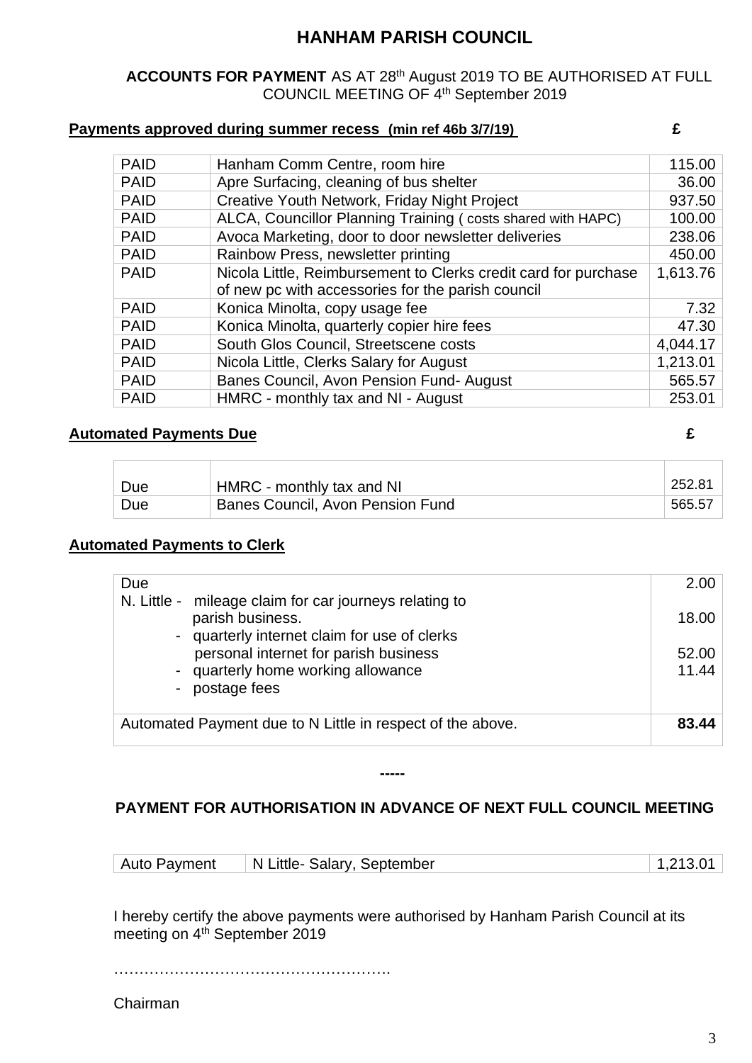# HANHAM PARISH COUNCIL

**ACCOUNTS FOR PAYMENT** AS AT 28th August 2019 TO BE AUTHORISED AT FULL COUNCIL MEETING OF 4th September 2019

**Payments approved during summer recess (min ref 46b 3/7/19)** **£**

| | | |
|---|---|---|
| PAID | Hanham Comm Centre, room hire | 115.00 |
| PAID | Apre Surfacing, cleaning of bus shelter | 36.00 |
| PAID | Creative Youth Network, Friday Night Project | 937.50 |
| PAID | ALCA, Councillor Planning Training ( costs shared with HAPC) | 100.00 |
| PAID | Avoca Marketing, door to door newsletter deliveries | 238.06 |
| PAID | Rainbow Press, newsletter printing | 450.00 |
| PAID | Nicola Little, Reimbursement to Clerks credit card for purchase of new pc with accessories for the parish council | 1,613.76 |
| PAID | Konica Minolta, copy usage fee | 7.32 |
| PAID | Konica Minolta, quarterly copier hire fees | 47.30 |
| PAID | South Glos Council, Streetscene costs | 4,044.17 |
| PAID | Nicola Little, Clerks Salary for August | 1,213.01 |
| PAID | Banes Council, Avon Pension Fund- August | 565.57 |
| PAID | HMRC - monthly tax and NI - August | 253.01 |

**Automated Payments Due** **£**

| | | |
|---|---|---|
| Due | HMRC - monthly tax and NI | 252.81 |
| Due | Banes Council, Avon Pension Fund | 565.57 |

**Automated Payments to Clerk**

| | |
|---|---|
| Due<br>N. Little - mileage claim for car journeys relating to parish business.<br>- quarterly internet claim for use of clerks personal internet for parish business<br>- quarterly home working allowance<br>- postage fees | 2.00<br>18.00<br>52.00<br>11.44 |
| Automated Payment due to N Little in respect of the above. | **83.44** |

-----

**PAYMENT FOR AUTHORISATION IN ADVANCE OF NEXT FULL COUNCIL MEETING**

| | | |
|---|---|---|
| Auto Payment | N Little- Salary, September | 1,213.01 |

I hereby certify the above payments were authorised by Hanham Parish Council at its meeting on 4th September 2019

……………………………………………….

Chairman